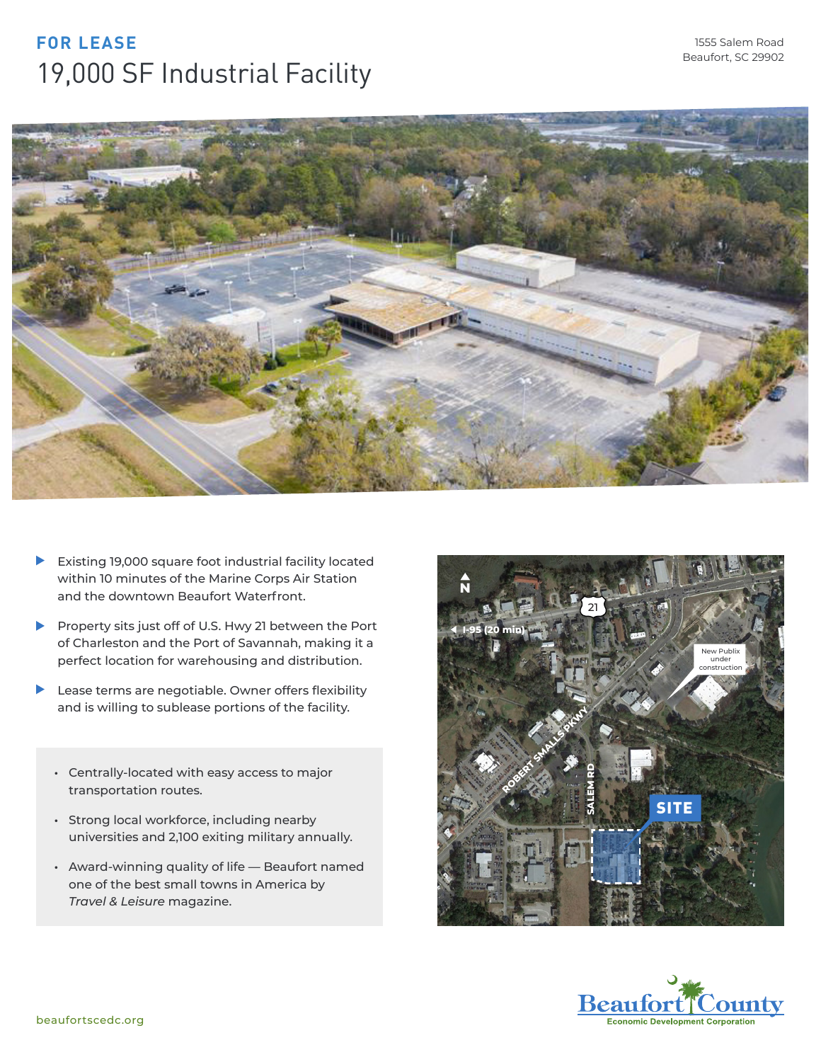**FOR LEASE**

# 19,000 SF Industrial Facility

1555 Salem Road
Beaufort, SC 29902

- Existing 19,000 square foot industrial facility located within 10 minutes of the Marine Corps Air Station and the downtown Beaufort Waterfront.
- Property sits just off of U.S. Hwy 21 between the Port of Charleston and the Port of Savannah, making it a perfect location for warehousing and distribution.
- Lease terms are negotiable. Owner offers flexibility and is willing to sublease portions of the facility.

- Centrally-located with easy access to major transportation routes.
- Strong local workforce, including nearby universities and 2,100 exiting military annually.
- Award-winning quality of life — Beaufort named one of the best small towns in America by *Travel & Leisure* magazine.

N
21
I-95 (20 min)
New Publix under construction
ROBERT SMALLS PKWY
SALEM RD
SITE

Beaufort County Economic Development Corporation

beaufortscedc.org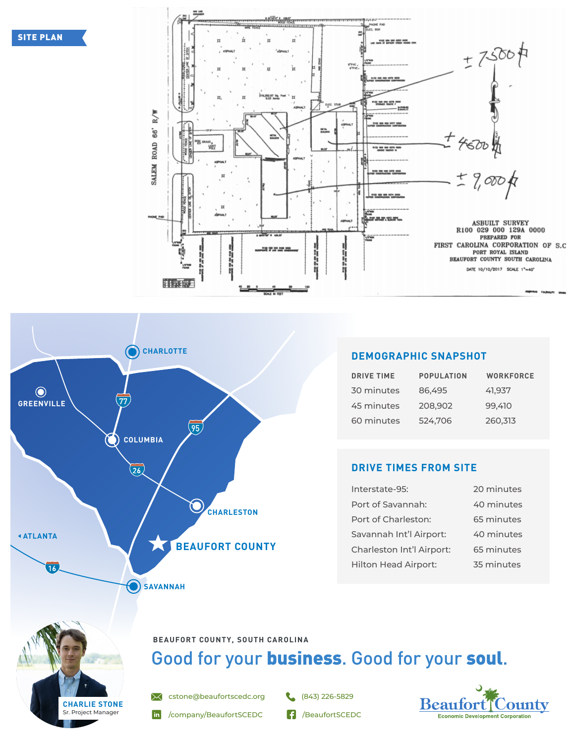## SITE PLAN

SALEM ROAD 66' R/W

± 7,500 ft

± 4,600 ft

± 9,000 ft

ASBUILT SURVEY
R100 029 000 129A 0000
PREPARED FOR
FIRST CAROLINA CORPORATION OF S.C
PORT ROYAL ISLAND
BEAUFORT COUNTY SOUTH CAROLINA

DATE 10/10/2017 SCALE 1"=40'

CHARLOTTE

GREENVILLE

COLUMBIA

CHARLESTON

ATLANTA

BEAUFORT COUNTY

SAVANNAH

77

95

26

16

## DEMOGRAPHIC SNAPSHOT

| DRIVE TIME | POPULATION | WORKFORCE |
|---|---|---|
| 30 minutes | 86,495 | 41,937 |
| 45 minutes | 208,902 | 99,410 |
| 60 minutes | 524,706 | 260,313 |

## DRIVE TIMES FROM SITE

| | |
|---|---|
| Interstate-95: | 20 minutes |
| Port of Savannah: | 40 minutes |
| Port of Charleston: | 65 minutes |
| Savannah Int'l Airport: | 40 minutes |
| Charleston Int'l Airport: | 65 minutes |
| Hilton Head Airport: | 35 minutes |

**CHARLIE STONE**
Sr. Project Manager

BEAUFORT COUNTY, SOUTH CAROLINA

# Good for your **business**. Good for your **soul**.

cstone@beaufortscedc.org

(843) 226-5829

/company/BeaufortSCEDC

/BeaufortSCEDC

Beaufort County
Economic Development Corporation